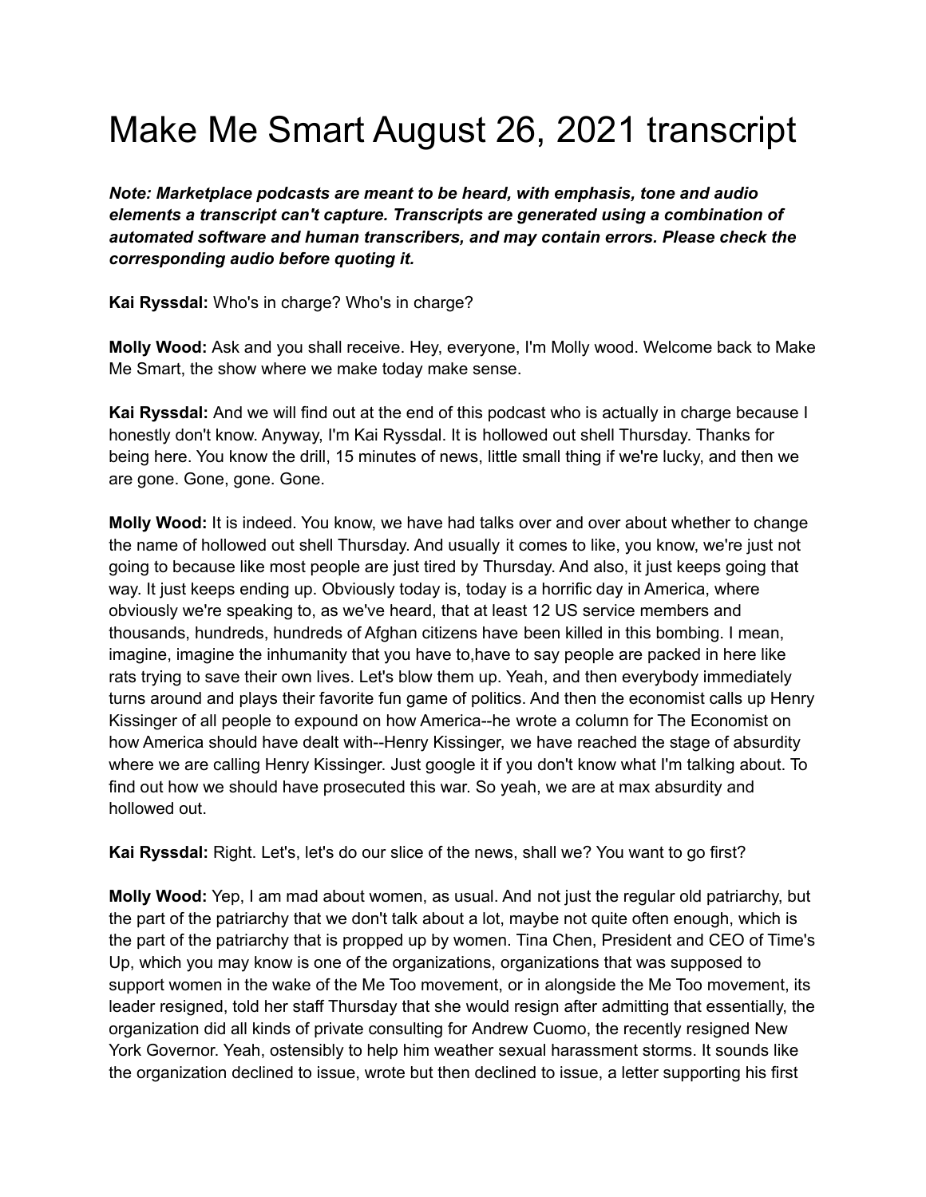# Make Me Smart August 26, 2021 transcript

***Note: Marketplace podcasts are meant to be heard, with emphasis, tone and audio elements a transcript can't capture. Transcripts are generated using a combination of automated software and human transcribers, and may contain errors. Please check the corresponding audio before quoting it.***

**Kai Ryssdal:** Who's in charge? Who's in charge?

**Molly Wood:** Ask and you shall receive. Hey, everyone, I'm Molly wood. Welcome back to Make Me Smart, the show where we make today make sense.

**Kai Ryssdal:** And we will find out at the end of this podcast who is actually in charge because I honestly don't know. Anyway, I'm Kai Ryssdal. It is hollowed out shell Thursday. Thanks for being here. You know the drill, 15 minutes of news, little small thing if we're lucky, and then we are gone. Gone, gone. Gone.

**Molly Wood:** It is indeed. You know, we have had talks over and over about whether to change the name of hollowed out shell Thursday. And usually it comes to like, you know, we're just not going to because like most people are just tired by Thursday. And also, it just keeps going that way. It just keeps ending up. Obviously today is, today is a horrific day in America, where obviously we're speaking to, as we've heard, that at least 12 US service members and thousands, hundreds, hundreds of Afghan citizens have been killed in this bombing. I mean, imagine, imagine the inhumanity that you have to,have to say people are packed in here like rats trying to save their own lives. Let's blow them up. Yeah, and then everybody immediately turns around and plays their favorite fun game of politics. And then the economist calls up Henry Kissinger of all people to expound on how America--he wrote a column for The Economist on how America should have dealt with--Henry Kissinger, we have reached the stage of absurdity where we are calling Henry Kissinger. Just google it if you don't know what I'm talking about. To find out how we should have prosecuted this war. So yeah, we are at max absurdity and hollowed out.

**Kai Ryssdal:** Right. Let's, let's do our slice of the news, shall we? You want to go first?

**Molly Wood:** Yep, I am mad about women, as usual. And not just the regular old patriarchy, but the part of the patriarchy that we don't talk about a lot, maybe not quite often enough, which is the part of the patriarchy that is propped up by women. Tina Chen, President and CEO of Time's Up, which you may know is one of the organizations, organizations that was supposed to support women in the wake of the Me Too movement, or in alongside the Me Too movement, its leader resigned, told her staff Thursday that she would resign after admitting that essentially, the organization did all kinds of private consulting for Andrew Cuomo, the recently resigned New York Governor. Yeah, ostensibly to help him weather sexual harassment storms. It sounds like the organization declined to issue, wrote but then declined to issue, a letter supporting his first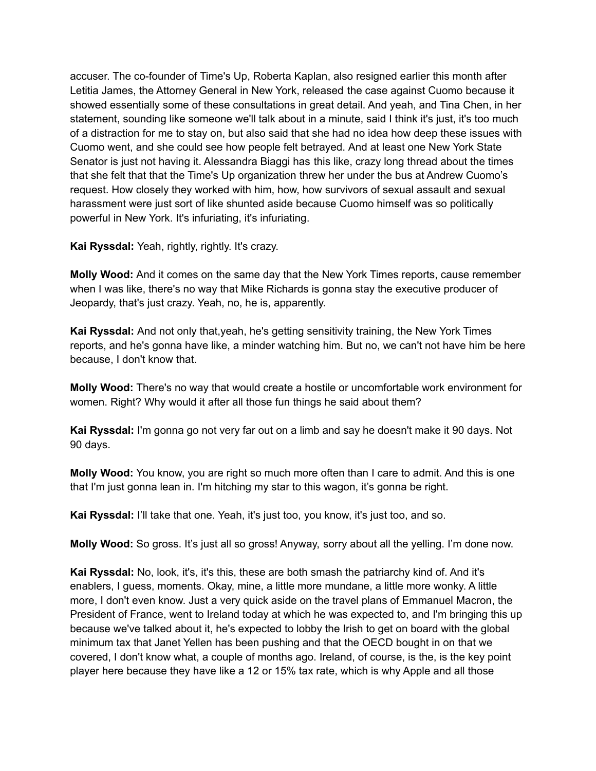accuser. The co-founder of Time's Up, Roberta Kaplan, also resigned earlier this month after Letitia James, the Attorney General in New York, released the case against Cuomo because it showed essentially some of these consultations in great detail. And yeah, and Tina Chen, in her statement, sounding like someone we'll talk about in a minute, said I think it's just, it's too much of a distraction for me to stay on, but also said that she had no idea how deep these issues with Cuomo went, and she could see how people felt betrayed. And at least one New York State Senator is just not having it. Alessandra Biaggi has this like, crazy long thread about the times that she felt that that the Time's Up organization threw her under the bus at Andrew Cuomo's request. How closely they worked with him, how, how survivors of sexual assault and sexual harassment were just sort of like shunted aside because Cuomo himself was so politically powerful in New York. It's infuriating, it's infuriating.

**Kai Ryssdal:** Yeah, rightly, rightly. It's crazy.

**Molly Wood:** And it comes on the same day that the New York Times reports, cause remember when I was like, there's no way that Mike Richards is gonna stay the executive producer of Jeopardy, that's just crazy. Yeah, no, he is, apparently.

**Kai Ryssdal:** And not only that,yeah, he's getting sensitivity training, the New York Times reports, and he's gonna have like, a minder watching him. But no, we can't not have him be here because, I don't know that.

**Molly Wood:** There's no way that would create a hostile or uncomfortable work environment for women. Right? Why would it after all those fun things he said about them?

**Kai Ryssdal:** I'm gonna go not very far out on a limb and say he doesn't make it 90 days. Not 90 days.

**Molly Wood:** You know, you are right so much more often than I care to admit. And this is one that I'm just gonna lean in. I'm hitching my star to this wagon, it's gonna be right.

**Kai Ryssdal:** I'll take that one. Yeah, it's just too, you know, it's just too, and so.

**Molly Wood:** So gross. It's just all so gross! Anyway, sorry about all the yelling. I'm done now.

**Kai Ryssdal:** No, look, it's, it's this, these are both smash the patriarchy kind of. And it's enablers, I guess, moments. Okay, mine, a little more mundane, a little more wonky. A little more, I don't even know. Just a very quick aside on the travel plans of Emmanuel Macron, the President of France, went to Ireland today at which he was expected to, and I'm bringing this up because we've talked about it, he's expected to lobby the Irish to get on board with the global minimum tax that Janet Yellen has been pushing and that the OECD bought in on that we covered, I don't know what, a couple of months ago. Ireland, of course, is the, is the key point player here because they have like a 12 or 15% tax rate, which is why Apple and all those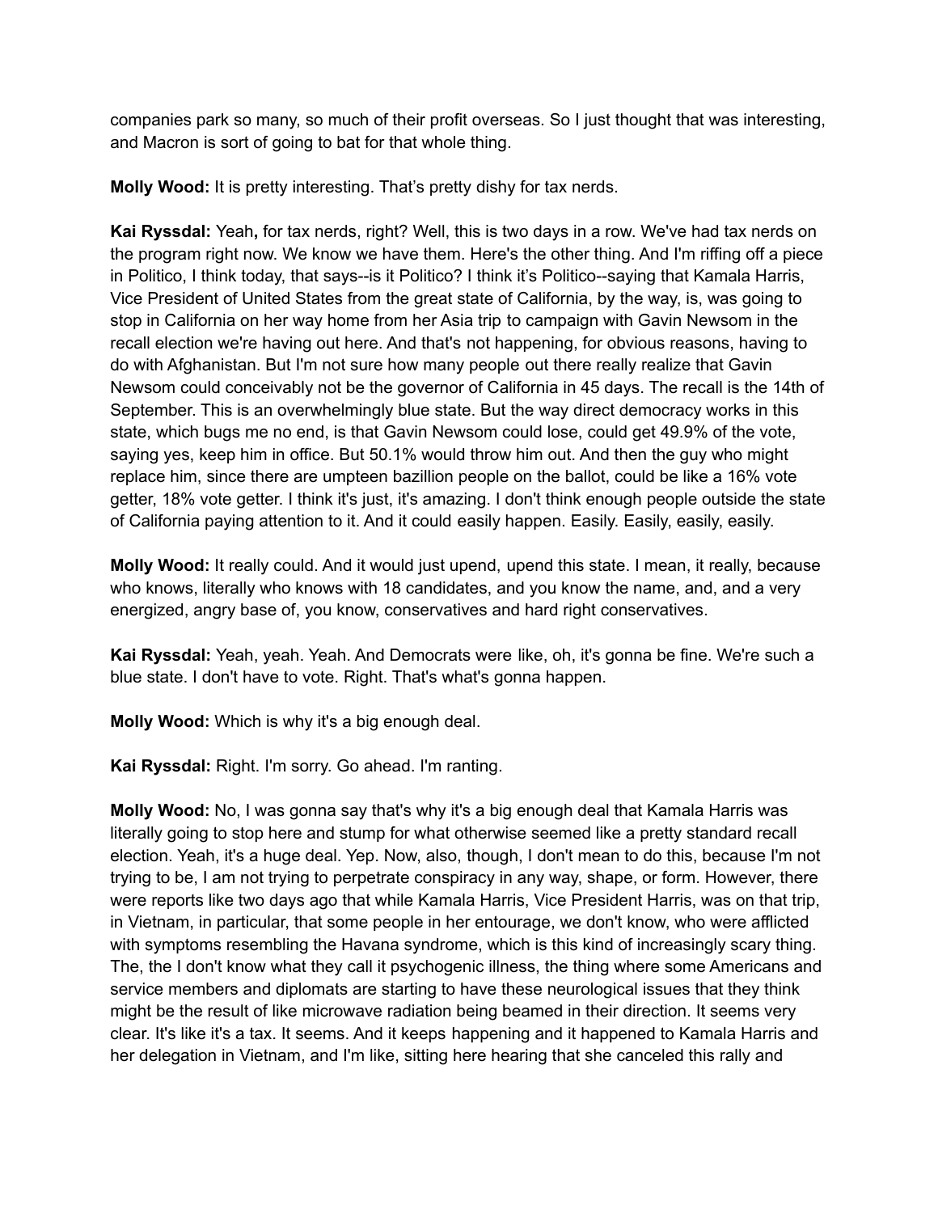companies park so many, so much of their profit overseas. So I just thought that was interesting, and Macron is sort of going to bat for that whole thing.

**Molly Wood:** It is pretty interesting. That's pretty dishy for tax nerds.

**Kai Ryssdal:** Yeah**,** for tax nerds, right? Well, this is two days in a row. We've had tax nerds on the program right now. We know we have them. Here's the other thing. And I'm riffing off a piece in Politico, I think today, that says--is it Politico? I think it's Politico--saying that Kamala Harris, Vice President of United States from the great state of California, by the way, is, was going to stop in California on her way home from her Asia trip to campaign with Gavin Newsom in the recall election we're having out here. And that's not happening, for obvious reasons, having to do with Afghanistan. But I'm not sure how many people out there really realize that Gavin Newsom could conceivably not be the governor of California in 45 days. The recall is the 14th of September. This is an overwhelmingly blue state. But the way direct democracy works in this state, which bugs me no end, is that Gavin Newsom could lose, could get 49.9% of the vote, saying yes, keep him in office. But 50.1% would throw him out. And then the guy who might replace him, since there are umpteen bazillion people on the ballot, could be like a 16% vote getter, 18% vote getter. I think it's just, it's amazing. I don't think enough people outside the state of California paying attention to it. And it could easily happen. Easily. Easily, easily, easily.

**Molly Wood:** It really could. And it would just upend, upend this state. I mean, it really, because who knows, literally who knows with 18 candidates, and you know the name, and, and a very energized, angry base of, you know, conservatives and hard right conservatives.

**Kai Ryssdal:** Yeah, yeah. Yeah. And Democrats were like, oh, it's gonna be fine. We're such a blue state. I don't have to vote. Right. That's what's gonna happen.

**Molly Wood:** Which is why it's a big enough deal.

**Kai Ryssdal:** Right. I'm sorry. Go ahead. I'm ranting.

**Molly Wood:** No, I was gonna say that's why it's a big enough deal that Kamala Harris was literally going to stop here and stump for what otherwise seemed like a pretty standard recall election. Yeah, it's a huge deal. Yep. Now, also, though, I don't mean to do this, because I'm not trying to be, I am not trying to perpetrate conspiracy in any way, shape, or form. However, there were reports like two days ago that while Kamala Harris, Vice President Harris, was on that trip, in Vietnam, in particular, that some people in her entourage, we don't know, who were afflicted with symptoms resembling the Havana syndrome, which is this kind of increasingly scary thing. The, the I don't know what they call it psychogenic illness, the thing where some Americans and service members and diplomats are starting to have these neurological issues that they think might be the result of like microwave radiation being beamed in their direction. It seems very clear. It's like it's a tax. It seems. And it keeps happening and it happened to Kamala Harris and her delegation in Vietnam, and I'm like, sitting here hearing that she canceled this rally and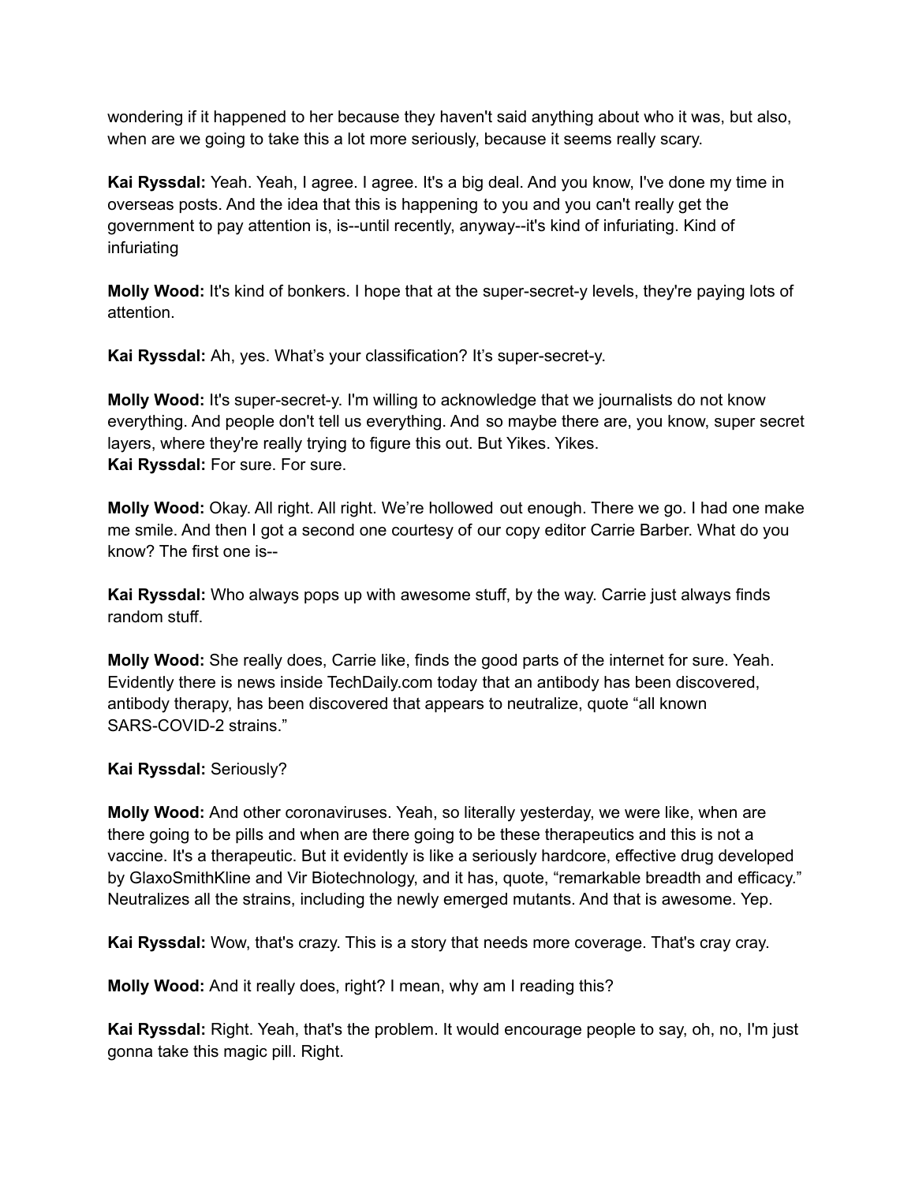wondering if it happened to her because they haven't said anything about who it was, but also, when are we going to take this a lot more seriously, because it seems really scary.

**Kai Ryssdal:** Yeah. Yeah, I agree. I agree. It's a big deal. And you know, I've done my time in overseas posts. And the idea that this is happening to you and you can't really get the government to pay attention is, is--until recently, anyway--it's kind of infuriating. Kind of infuriating

**Molly Wood:** It's kind of bonkers. I hope that at the super-secret-y levels, they're paying lots of attention.

**Kai Ryssdal:** Ah, yes. What's your classification? It's super-secret-y.

**Molly Wood:** It's super-secret-y. I'm willing to acknowledge that we journalists do not know everything. And people don't tell us everything. And so maybe there are, you know, super secret layers, where they're really trying to figure this out. But Yikes. Yikes.
**Kai Ryssdal:** For sure. For sure.

**Molly Wood:** Okay. All right. All right. We're hollowed out enough. There we go. I had one make me smile. And then I got a second one courtesy of our copy editor Carrie Barber. What do you know? The first one is--

**Kai Ryssdal:** Who always pops up with awesome stuff, by the way. Carrie just always finds random stuff.

**Molly Wood:** She really does, Carrie like, finds the good parts of the internet for sure. Yeah. Evidently there is news inside TechDaily.com today that an antibody has been discovered, antibody therapy, has been discovered that appears to neutralize, quote "all known SARS-COVID-2 strains."

**Kai Ryssdal:** Seriously?

**Molly Wood:** And other coronaviruses. Yeah, so literally yesterday, we were like, when are there going to be pills and when are there going to be these therapeutics and this is not a vaccine. It's a therapeutic. But it evidently is like a seriously hardcore, effective drug developed by GlaxoSmithKline and Vir Biotechnology, and it has, quote, "remarkable breadth and efficacy." Neutralizes all the strains, including the newly emerged mutants. And that is awesome. Yep.

**Kai Ryssdal:** Wow, that's crazy. This is a story that needs more coverage. That's cray cray.

**Molly Wood:** And it really does, right? I mean, why am I reading this?

**Kai Ryssdal:** Right. Yeah, that's the problem. It would encourage people to say, oh, no, I'm just gonna take this magic pill. Right.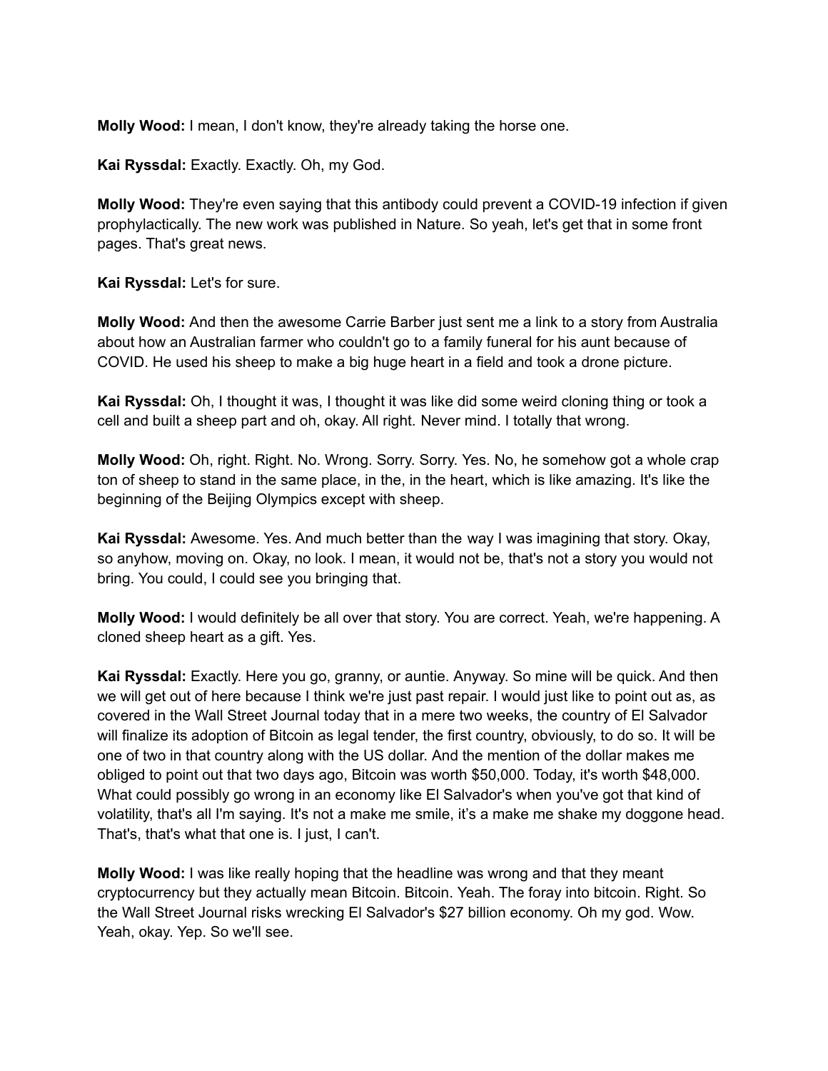**Molly Wood:** I mean, I don't know, they're already taking the horse one.

**Kai Ryssdal:** Exactly. Exactly. Oh, my God.

**Molly Wood:** They're even saying that this antibody could prevent a COVID-19 infection if given prophylactically. The new work was published in Nature. So yeah, let's get that in some front pages. That's great news.

**Kai Ryssdal:** Let's for sure.

**Molly Wood:** And then the awesome Carrie Barber just sent me a link to a story from Australia about how an Australian farmer who couldn't go to a family funeral for his aunt because of COVID. He used his sheep to make a big huge heart in a field and took a drone picture.

**Kai Ryssdal:** Oh, I thought it was, I thought it was like did some weird cloning thing or took a cell and built a sheep part and oh, okay. All right. Never mind. I totally that wrong.

**Molly Wood:** Oh, right. Right. No. Wrong. Sorry. Sorry. Yes. No, he somehow got a whole crap ton of sheep to stand in the same place, in the, in the heart, which is like amazing. It's like the beginning of the Beijing Olympics except with sheep.

**Kai Ryssdal:** Awesome. Yes. And much better than the way I was imagining that story. Okay, so anyhow, moving on. Okay, no look. I mean, it would not be, that's not a story you would not bring. You could, I could see you bringing that.

**Molly Wood:** I would definitely be all over that story. You are correct. Yeah, we're happening. A cloned sheep heart as a gift. Yes.

**Kai Ryssdal:** Exactly. Here you go, granny, or auntie. Anyway. So mine will be quick. And then we will get out of here because I think we're just past repair. I would just like to point out as, as covered in the Wall Street Journal today that in a mere two weeks, the country of El Salvador will finalize its adoption of Bitcoin as legal tender, the first country, obviously, to do so. It will be one of two in that country along with the US dollar. And the mention of the dollar makes me obliged to point out that two days ago, Bitcoin was worth $50,000. Today, it's worth $48,000. What could possibly go wrong in an economy like El Salvador's when you've got that kind of volatility, that's all I'm saying. It's not a make me smile, it's a make me shake my doggone head. That's, that's what that one is. I just, I can't.

**Molly Wood:** I was like really hoping that the headline was wrong and that they meant cryptocurrency but they actually mean Bitcoin. Bitcoin. Yeah. The foray into bitcoin. Right. So the Wall Street Journal risks wrecking El Salvador's $27 billion economy. Oh my god. Wow. Yeah, okay. Yep. So we'll see.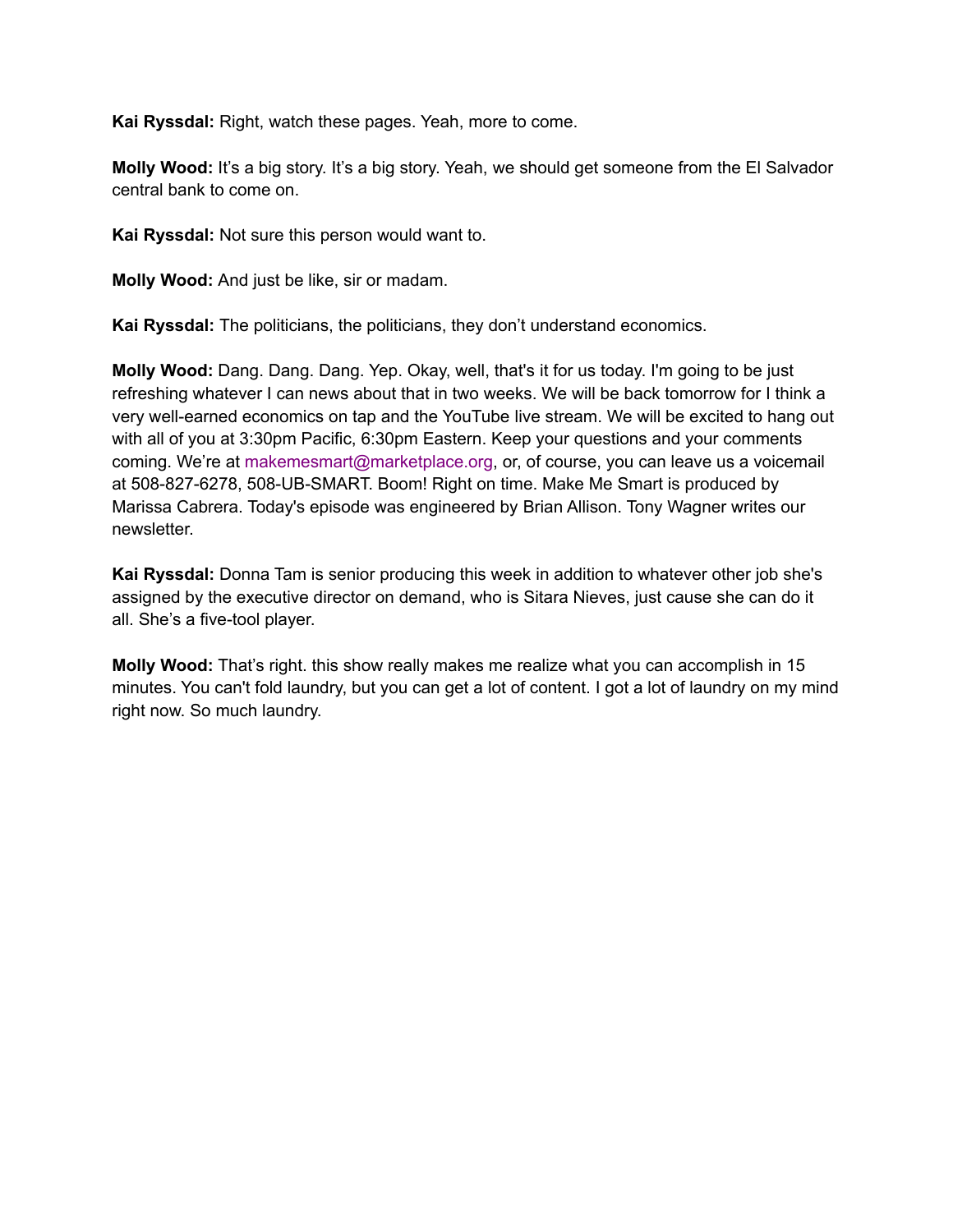**Kai Ryssdal:** Right, watch these pages. Yeah, more to come.

**Molly Wood:** It's a big story. It's a big story. Yeah, we should get someone from the El Salvador central bank to come on.

**Kai Ryssdal:** Not sure this person would want to.

**Molly Wood:** And just be like, sir or madam.

**Kai Ryssdal:** The politicians, the politicians, they don't understand economics.

**Molly Wood:** Dang. Dang. Dang. Yep. Okay, well, that's it for us today. I'm going to be just refreshing whatever I can news about that in two weeks. We will be back tomorrow for I think a very well-earned economics on tap and the YouTube live stream. We will be excited to hang out with all of you at 3:30pm Pacific, 6:30pm Eastern. Keep your questions and your comments coming. We're at makemesmart@marketplace.org, or, of course, you can leave us a voicemail at 508-827-6278, 508-UB-SMART. Boom! Right on time. Make Me Smart is produced by Marissa Cabrera. Today's episode was engineered by Brian Allison. Tony Wagner writes our newsletter.

**Kai Ryssdal:** Donna Tam is senior producing this week in addition to whatever other job she's assigned by the executive director on demand, who is Sitara Nieves, just cause she can do it all. She's a five-tool player.

**Molly Wood:** That's right. this show really makes me realize what you can accomplish in 15 minutes. You can't fold laundry, but you can get a lot of content. I got a lot of laundry on my mind right now. So much laundry.